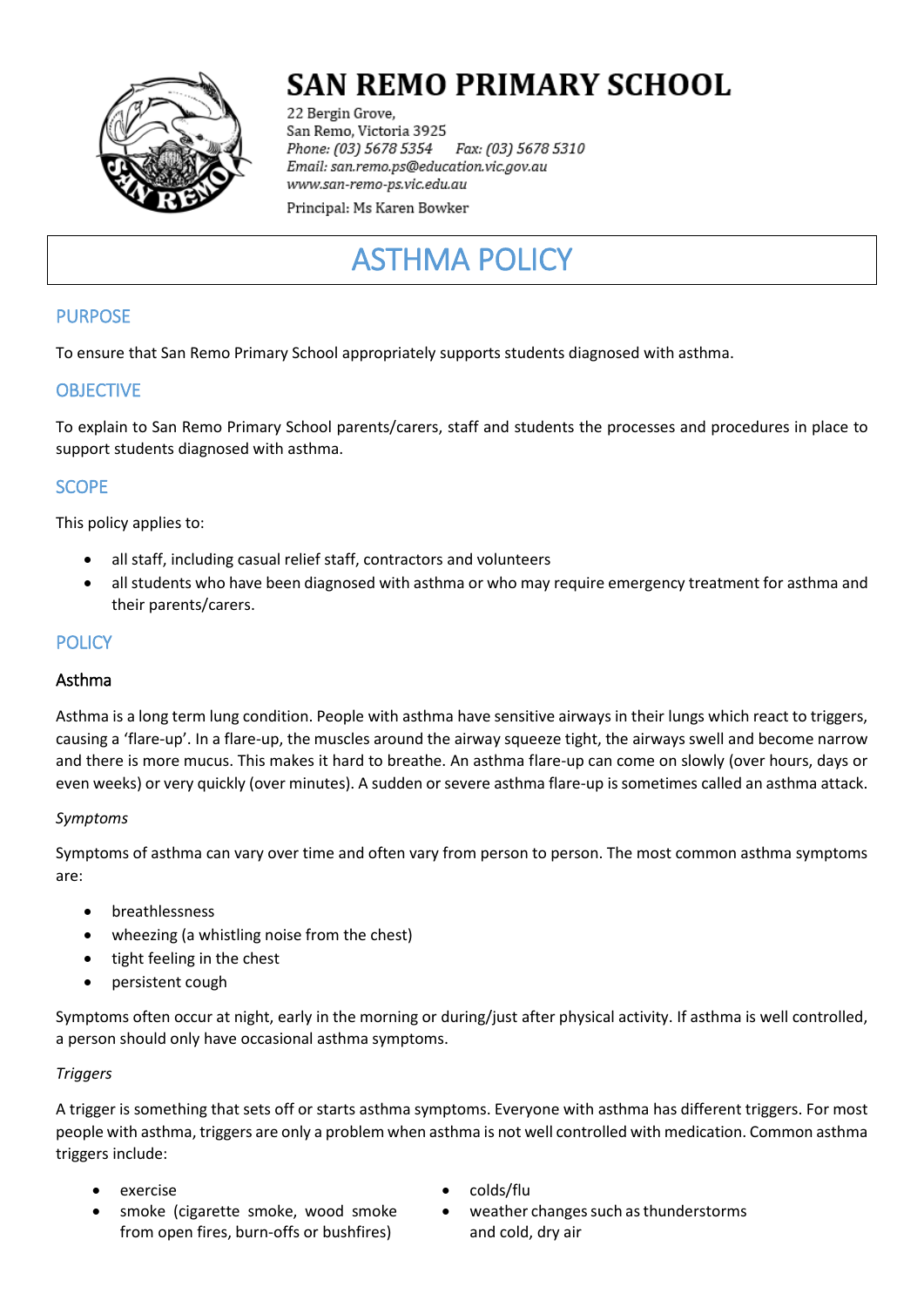# SAN REMO PRIMARY SCHOOL

22 Bergin Grove,
San Remo, Victoria 3925
*Phone: (03) 5678 5354* *Fax: (03) 5678 5310*
*Email: san.remo.ps@education.vic.gov.au*
*www.san-remo-ps.vic.edu.au*
Principal: Ms Karen Bowker

# ASTHMA POLICY

## PURPOSE

To ensure that San Remo Primary School appropriately supports students diagnosed with asthma.

## OBJECTIVE

To explain to San Remo Primary School parents/carers, staff and students the processes and procedures in place to support students diagnosed with asthma.

## SCOPE

This policy applies to:

- all staff, including casual relief staff, contractors and volunteers
- all students who have been diagnosed with asthma or who may require emergency treatment for asthma and their parents/carers.

## POLICY

### Asthma

Asthma is a long term lung condition. People with asthma have sensitive airways in their lungs which react to triggers, causing a 'flare-up'. In a flare-up, the muscles around the airway squeeze tight, the airways swell and become narrow and there is more mucus. This makes it hard to breathe. An asthma flare-up can come on slowly (over hours, days or even weeks) or very quickly (over minutes). A sudden or severe asthma flare-up is sometimes called an asthma attack.

*Symptoms*

Symptoms of asthma can vary over time and often vary from person to person. The most common asthma symptoms are:

- breathlessness
- wheezing (a whistling noise from the chest)
- tight feeling in the chest
- persistent cough

Symptoms often occur at night, early in the morning or during/just after physical activity. If asthma is well controlled, a person should only have occasional asthma symptoms.

*Triggers*

A trigger is something that sets off or starts asthma symptoms. Everyone with asthma has different triggers. For most people with asthma, triggers are only a problem when asthma is not well controlled with medication. Common asthma triggers include:

- exercise
- smoke (cigarette smoke, wood smoke from open fires, burn-offs or bushfires)
- colds/flu
- weather changes such as thunderstorms and cold, dry air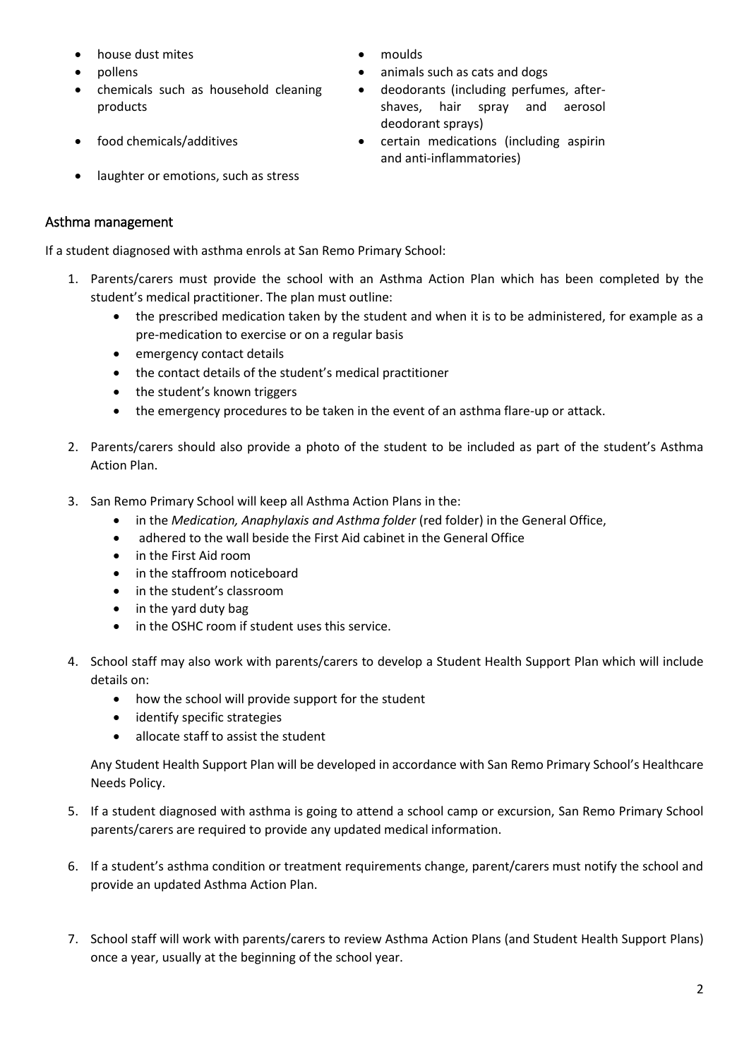- house dust mites
- pollens
- chemicals such as household cleaning products
- food chemicals/additives
- laughter or emotions, such as stress
- moulds
- animals such as cats and dogs
- deodorants (including perfumes, after-shaves, hair spray and aerosol deodorant sprays)
- certain medications (including aspirin and anti-inflammatories)

## Asthma management

If a student diagnosed with asthma enrols at San Remo Primary School:

1. Parents/carers must provide the school with an Asthma Action Plan which has been completed by the student's medical practitioner. The plan must outline:
    - the prescribed medication taken by the student and when it is to be administered, for example as a pre-medication to exercise or on a regular basis
    - emergency contact details
    - the contact details of the student's medical practitioner
    - the student's known triggers
    - the emergency procedures to be taken in the event of an asthma flare-up or attack.

2. Parents/carers should also provide a photo of the student to be included as part of the student's Asthma Action Plan.

3. San Remo Primary School will keep all Asthma Action Plans in the:
    - in the *Medication, Anaphylaxis and Asthma folder* (red folder) in the General Office,
    - adhered to the wall beside the First Aid cabinet in the General Office
    - in the First Aid room
    - in the staffroom noticeboard
    - in the student's classroom
    - in the yard duty bag
    - in the OSHC room if student uses this service.

4. School staff may also work with parents/carers to develop a Student Health Support Plan which will include details on:
    - how the school will provide support for the student
    - identify specific strategies
    - allocate staff to assist the student

    Any Student Health Support Plan will be developed in accordance with San Remo Primary School's Healthcare Needs Policy.

5. If a student diagnosed with asthma is going to attend a school camp or excursion, San Remo Primary School parents/carers are required to provide any updated medical information.

6. If a student's asthma condition or treatment requirements change, parent/carers must notify the school and provide an updated Asthma Action Plan.

7. School staff will work with parents/carers to review Asthma Action Plans (and Student Health Support Plans) once a year, usually at the beginning of the school year.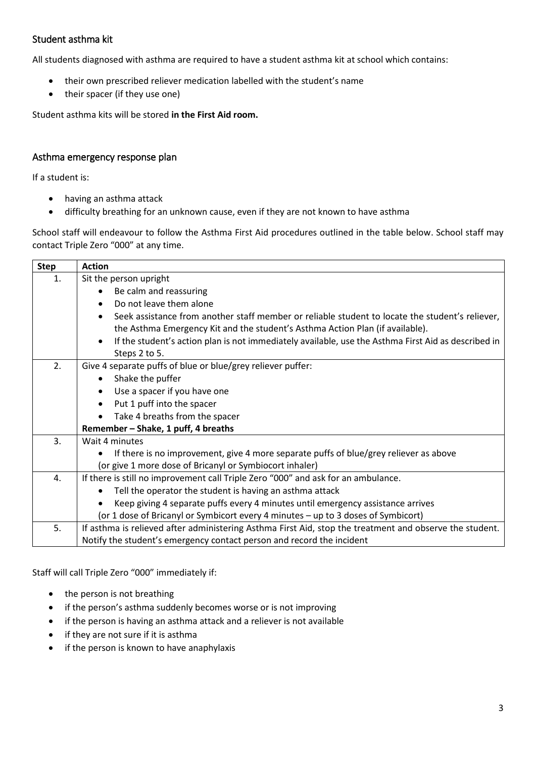## Student asthma kit

All students diagnosed with asthma are required to have a student asthma kit at school which contains:

- their own prescribed reliever medication labelled with the student's name
- their spacer (if they use one)

Student asthma kits will be stored **in the First Aid room.**

## Asthma emergency response plan

If a student is:

- having an asthma attack
- difficulty breathing for an unknown cause, even if they are not known to have asthma

School staff will endeavour to follow the Asthma First Aid procedures outlined in the table below. School staff may contact Triple Zero "000" at any time.

| Step | Action |
|---|---|
| 1. | Sit the person upright<br>• Be calm and reassuring<br>• Do not leave them alone<br>• Seek assistance from another staff member or reliable student to locate the student's reliever, the Asthma Emergency Kit and the student's Asthma Action Plan (if available).<br>• If the student's action plan is not immediately available, use the Asthma First Aid as described in Steps 2 to 5. |
| 2. | Give 4 separate puffs of blue or blue/grey reliever puffer:<br>• Shake the puffer<br>• Use a spacer if you have one<br>• Put 1 puff into the spacer<br>• Take 4 breaths from the spacer<br>**Remember – Shake, 1 puff, 4 breaths** |
| 3. | Wait 4 minutes<br>• If there is no improvement, give 4 more separate puffs of blue/grey reliever as above<br>(or give 1 more dose of Bricanyl or Symbiocort inhaler) |
| 4. | If there is still no improvement call Triple Zero "000" and ask for an ambulance.<br>• Tell the operator the student is having an asthma attack<br>• Keep giving 4 separate puffs every 4 minutes until emergency assistance arrives<br>(or 1 dose of Bricanyl or Symbicort every 4 minutes – up to 3 doses of Symbicort) |
| 5. | If asthma is relieved after administering Asthma First Aid, stop the treatment and observe the student. Notify the student's emergency contact person and record the incident |

Staff will call Triple Zero "000" immediately if:

- the person is not breathing
- if the person's asthma suddenly becomes worse or is not improving
- if the person is having an asthma attack and a reliever is not available
- if they are not sure if it is asthma
- if the person is known to have anaphylaxis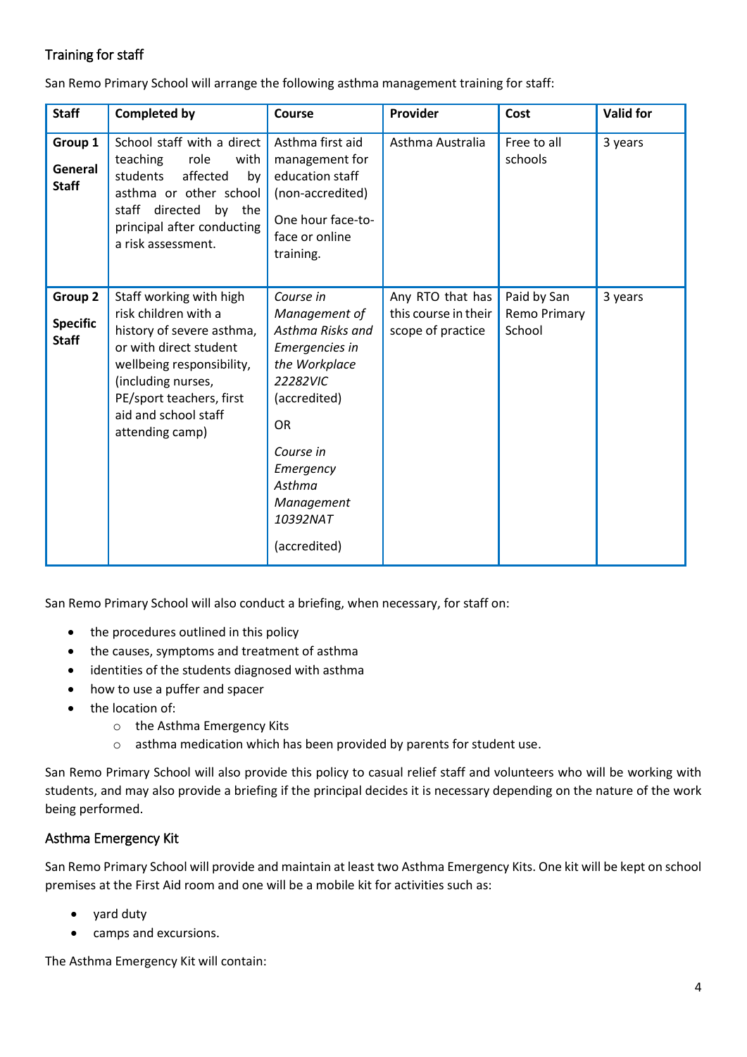## Training for staff

San Remo Primary School will arrange the following asthma management training for staff:

| Staff | Completed by | Course | Provider | Cost | Valid for |
|---|---|---|---|---|---|
| **Group 1** **General Staff** | School staff with a direct teaching role with students affected by asthma or other school staff directed by the principal after conducting a risk assessment. | Asthma first aid management for education staff (non-accredited) One hour face-to-face or online training. | Asthma Australia | Free to all schools | 3 years |
| **Group 2** **Specific Staff** | Staff working with high risk children with a history of severe asthma, or with direct student wellbeing responsibility, (including nurses, PE/sport teachers, first aid and school staff attending camp) | *Course in Management of Asthma Risks and Emergencies in the Workplace 22282VIC* (accredited) OR *Course in Emergency Asthma Management 10392NAT* (accredited) | Any RTO that has this course in their scope of practice | Paid by San Remo Primary School | 3 years |

San Remo Primary School will also conduct a briefing, when necessary, for staff on:

- the procedures outlined in this policy
- the causes, symptoms and treatment of asthma
- identities of the students diagnosed with asthma
- how to use a puffer and spacer
- the location of:
  - the Asthma Emergency Kits
  - asthma medication which has been provided by parents for student use.

San Remo Primary School will also provide this policy to casual relief staff and volunteers who will be working with students, and may also provide a briefing if the principal decides it is necessary depending on the nature of the work being performed.

## Asthma Emergency Kit

San Remo Primary School will provide and maintain at least two Asthma Emergency Kits. One kit will be kept on school premises at the First Aid room and one will be a mobile kit for activities such as:

- yard duty
- camps and excursions.

The Asthma Emergency Kit will contain: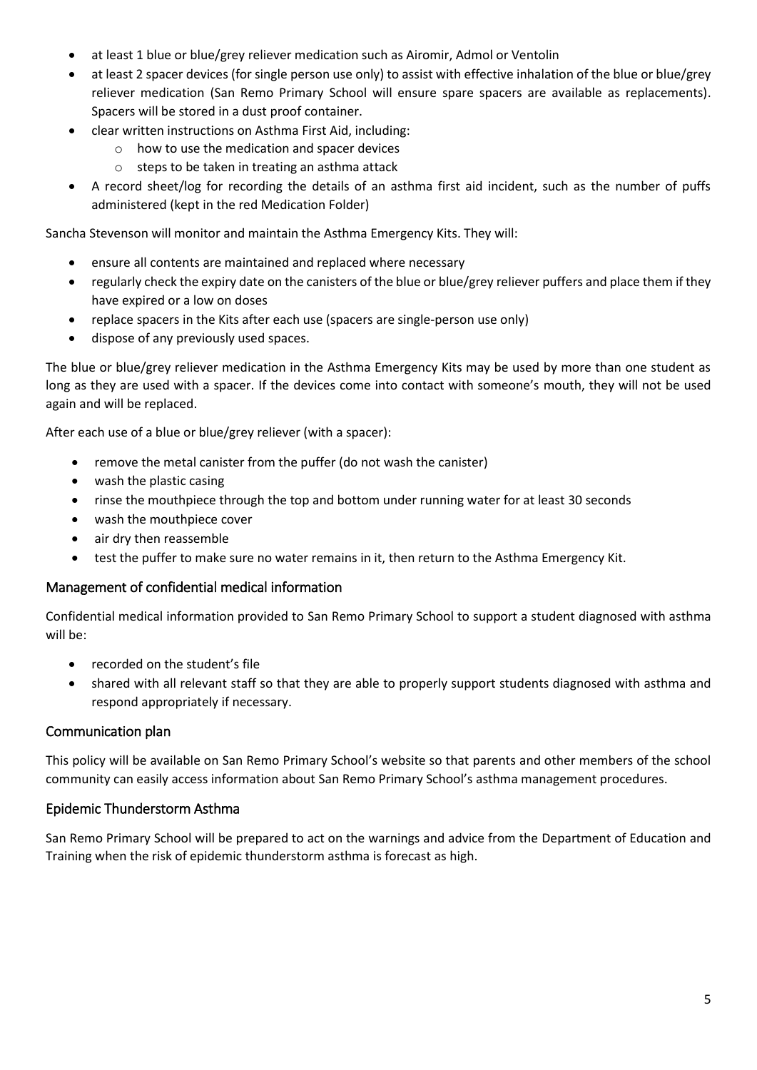- at least 1 blue or blue/grey reliever medication such as Airomir, Admol or Ventolin
- at least 2 spacer devices (for single person use only) to assist with effective inhalation of the blue or blue/grey reliever medication (San Remo Primary School will ensure spare spacers are available as replacements). Spacers will be stored in a dust proof container.
- clear written instructions on Asthma First Aid, including:
  - how to use the medication and spacer devices
  - steps to be taken in treating an asthma attack
- A record sheet/log for recording the details of an asthma first aid incident, such as the number of puffs administered (kept in the red Medication Folder)

Sancha Stevenson will monitor and maintain the Asthma Emergency Kits. They will:

- ensure all contents are maintained and replaced where necessary
- regularly check the expiry date on the canisters of the blue or blue/grey reliever puffers and place them if they have expired or a low on doses
- replace spacers in the Kits after each use (spacers are single-person use only)
- dispose of any previously used spaces.

The blue or blue/grey reliever medication in the Asthma Emergency Kits may be used by more than one student as long as they are used with a spacer. If the devices come into contact with someone's mouth, they will not be used again and will be replaced.

After each use of a blue or blue/grey reliever (with a spacer):

- remove the metal canister from the puffer (do not wash the canister)
- wash the plastic casing
- rinse the mouthpiece through the top and bottom under running water for at least 30 seconds
- wash the mouthpiece cover
- air dry then reassemble
- test the puffer to make sure no water remains in it, then return to the Asthma Emergency Kit.

## Management of confidential medical information

Confidential medical information provided to San Remo Primary School to support a student diagnosed with asthma will be:

- recorded on the student's file
- shared with all relevant staff so that they are able to properly support students diagnosed with asthma and respond appropriately if necessary.

## Communication plan

This policy will be available on San Remo Primary School's website so that parents and other members of the school community can easily access information about San Remo Primary School's asthma management procedures.

## Epidemic Thunderstorm Asthma

San Remo Primary School will be prepared to act on the warnings and advice from the Department of Education and Training when the risk of epidemic thunderstorm asthma is forecast as high.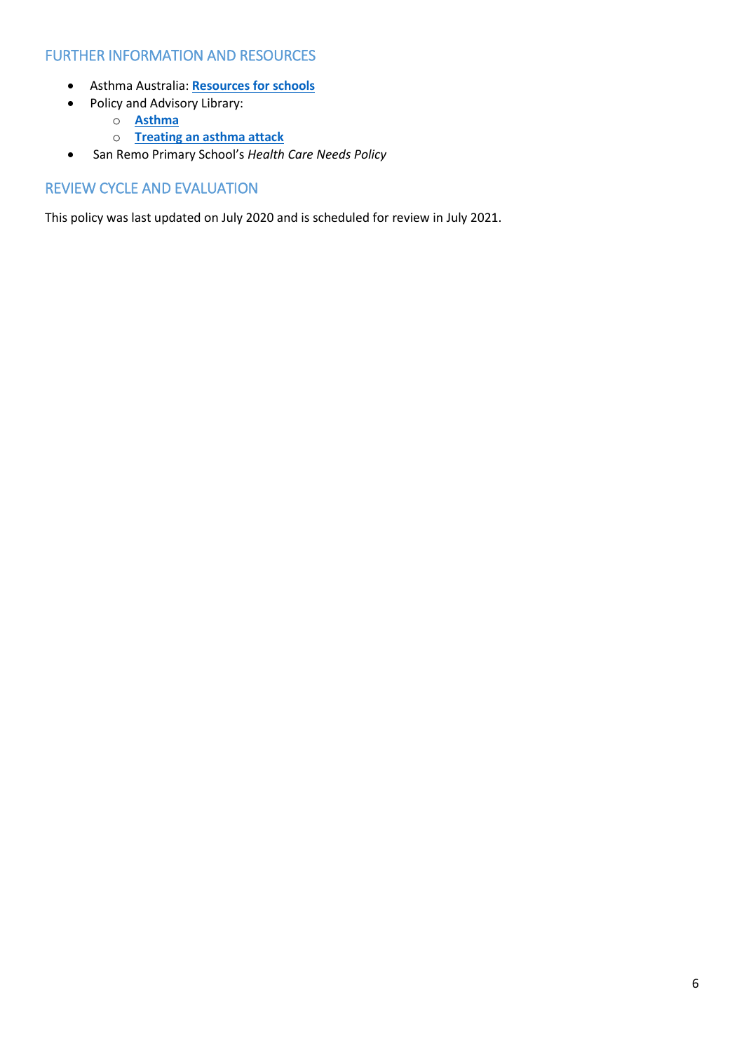## FURTHER INFORMATION AND RESOURCES

- Asthma Australia: **Resources for schools**
- Policy and Advisory Library:
  - **Asthma**
  - **Treating an asthma attack**
- San Remo Primary School's *Health Care Needs Policy*

## REVIEW CYCLE AND EVALUATION

This policy was last updated on July 2020 and is scheduled for review in July 2021.